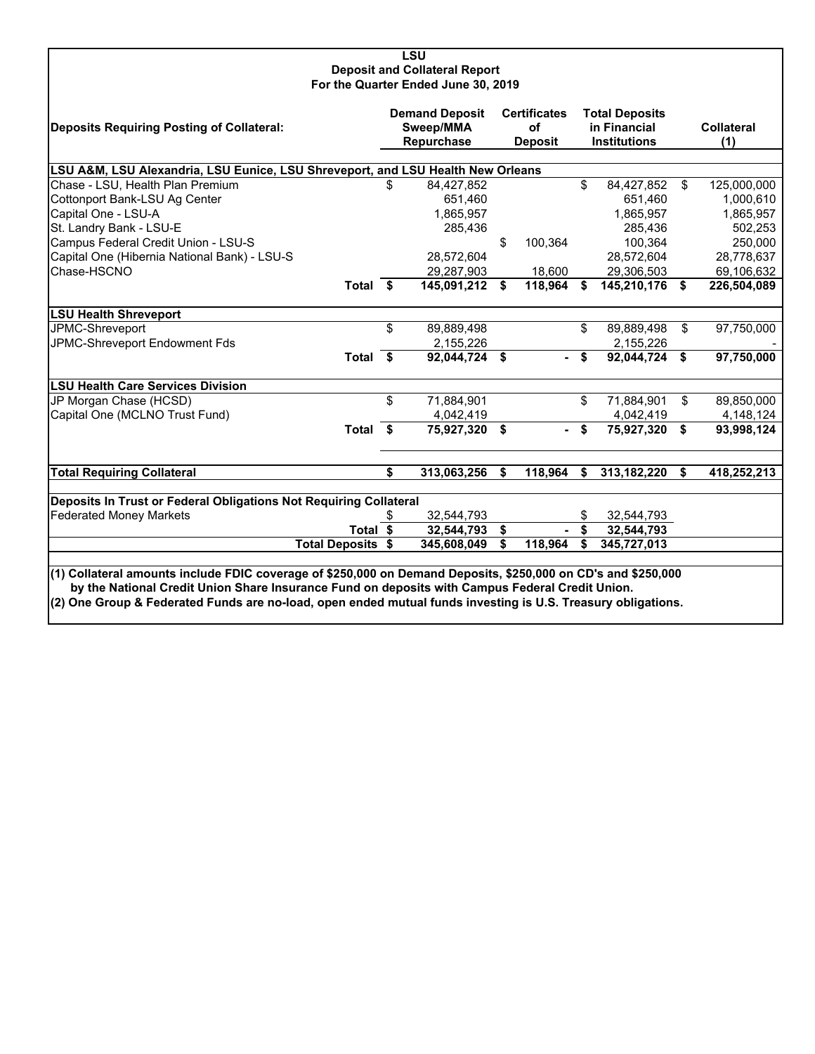# LSU
## Deposit and Collateral Report
### For the Quarter Ended June 30, 2019

| Deposits Requiring Posting of Collateral: | Demand Deposit Sweep/MMA Repurchase | Certificates of Deposit | Total Deposits in Financial Institutions | Collateral (1) |
|---|---|---|---|---|
| **LSU A&M, LSU Alexandria, LSU Eunice, LSU Shreveport, and LSU Health New Orleans** | | | | |
| Chase - LSU, Health Plan Premium | $ 84,427,852 | | $ 84,427,852 | $ 125,000,000 |
| Cottonport Bank-LSU Ag Center | 651,460 | | 651,460 | 1,000,610 |
| Capital One - LSU-A | 1,865,957 | | 1,865,957 | 1,865,957 |
| St. Landry Bank - LSU-E | 285,436 | | 285,436 | 502,253 |
| Campus Federal Credit Union - LSU-S | | $ 100,364 | 100,364 | 250,000 |
| Capital One (Hibernia National Bank) - LSU-S | 28,572,604 | | 28,572,604 | 28,778,637 |
| Chase-HSCNO | 29,287,903 | 18,600 | 29,306,503 | 69,106,632 |
| **Total** | **$ 145,091,212** | **$ 118,964** | **$ 145,210,176** | **$ 226,504,089** |
| **LSU Health Shreveport** | | | | |
| JPMC-Shreveport | $ 89,889,498 | | $ 89,889,498 | $ 97,750,000 |
| JPMC-Shreveport Endowment Fds | 2,155,226 | | 2,155,226 | - |
| **Total** | **$ 92,044,724** | **$ -** | **$ 92,044,724** | **$ 97,750,000** |
| **LSU Health Care Services Division** | | | | |
| JP Morgan Chase (HCSD) | $ 71,884,901 | | $ 71,884,901 | $ 89,850,000 |
| Capital One (MCLNO Trust Fund) | 4,042,419 | | 4,042,419 | 4,148,124 |
| **Total** | **$ 75,927,320** | **$ -** | **$ 75,927,320** | **$ 93,998,124** |
| **Total Requiring Collateral** | **$ 313,063,256** | **$ 118,964** | **$ 313,182,220** | **$ 418,252,213** |
| **Deposits In Trust or Federal Obligations Not Requiring Collateral** | | | | |
| Federated Money Markets | $ 32,544,793 | | $ 32,544,793 | |
| **Total** | **$ 32,544,793** | **$ -** | **$ 32,544,793** | |
| **Total Deposits** | **$ 345,608,049** | **$ 118,964** | **$ 345,727,013** | |

**(1) Collateral amounts include FDIC coverage of $250,000 on Demand Deposits, $250,000 on CD's and $250,000 by the National Credit Union Share Insurance Fund on deposits with Campus Federal Credit Union.**

**(2) One Group & Federated Funds are no-load, open ended mutual funds investing is U.S. Treasury obligations.**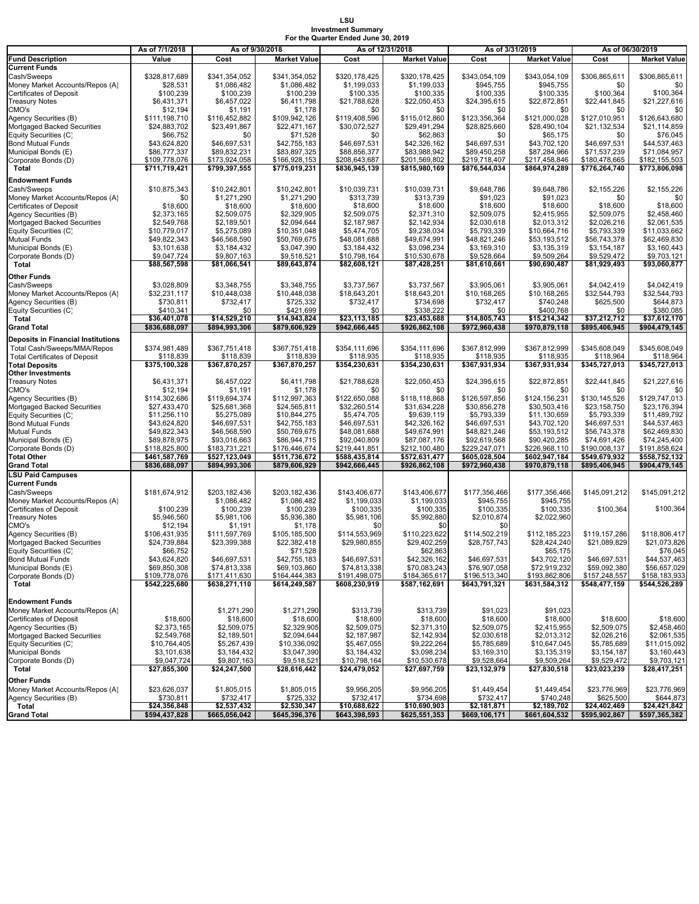# LSU
## Investment Summary
### For the Quarter Ended June 30, 2019

| Fund Description | As of 7/1/2018 | As of 9/30/2018 | | As of 12/31/2018 | | As of 3/31/2019 | | As of 06/30/2019 | |
|---|---|---|---|---|---|---|---|---|---|
| | Value | Cost | Market Value | Cost | Market Value | Cost | Market Value | Cost | Market Value |
| **Current Funds** | | | | | | | | | |
| Cash/Sweeps | $328,817,689 | $341,354,052 | $341,354,052 | $320,178,425 | $320,178,425 | $343,054,109 | $343,054,109 | $306,865,611 | $306,865,611 |
| Money Market Accounts/Repos (A) | $28,531 | $1,086,482 | $1,086,482 | $1,199,033 | $1,199,033 | $945,755 | $945,755 | $0 | $0 |
| Certificates of Deposit | $100,239 | $100,239 | $100,239 | $100,335 | $100,335 | $100,335 | $100,335 | $100,364 | $100,364 |
| Treasury Notes | $6,431,371 | $6,457,022 | $6,411,798 | $21,788,628 | $22,050,453 | $24,395,615 | $22,872,851 | $22,441,845 | $21,227,616 |
| CMO's | $12,194 | $1,191 | $1,178 | $0 | $0 | $0 | $0 | $0 | $0 |
| Agency Securities (B) | $111,198,710 | $116,452,882 | $109,942,126 | $119,408,596 | $115,012,860 | $123,356,364 | $121,000,028 | $127,010,951 | $126,643,680 |
| Mortgaged Backed Securities | $24,883,702 | $23,491,867 | $22,471,167 | $30,072,527 | $29,491,294 | $28,825,660 | $28,490,104 | $21,132,534 | $21,114,859 |
| Equity Securities (C) | $66,752 | $0 | $71,528 | $0 | $62,863 | $0 | $65,175 | $0 | $76,045 |
| Bond Mutual Funds | $43,624,820 | $46,697,531 | $42,755,183 | $46,697,531 | $42,326,162 | $46,697,531 | $43,702,120 | $46,697,531 | $44,537,463 |
| Municipal Bonds (E) | $86,777,337 | $89,832,231 | $83,897,325 | $88,856,377 | $83,988,942 | $89,450,258 | $87,284,966 | $71,537,239 | $71,084,957 |
| Corporate Bonds (D) | $109,778,076 | $173,924,058 | $166,928,153 | $208,643,687 | $201,569,802 | $219,718,407 | $217,458,846 | $180,478,665 | $182,155,503 |
| **Total** | **$711,719,421** | **$799,397,555** | **$775,019,231** | **$836,945,139** | **$815,980,169** | **$876,544,034** | **$864,974,289** | **$776,264,740** | **$773,806,098** |
| **Endowment Funds** | | | | | | | | | |
| Cash/Sweeps | $10,875,343 | $10,242,801 | $10,242,801 | $10,039,731 | $10,039,731 | $9,648,786 | $9,648,786 | $2,155,226 | $2,155,226 |
| Money Market Accounts/Repos (A) | $0 | $1,271,290 | $1,271,290 | $313,739 | $313,739 | $91,023 | $91,023 | $0 | $0 |
| Certificates of Deposit | $18,600 | $18,600 | $18,600 | $18,600 | $18,600 | $18,600 | $18,600 | $18,600 | $18,600 |
| Agency Securities (B) | $2,373,165 | $2,509,075 | $2,329,905 | $2,509,075 | $2,371,310 | $2,509,075 | $2,415,955 | $2,509,075 | $2,458,460 |
| Mortgaged Backed Securities | $2,549,768 | $2,189,501 | $2,094,644 | $2,187,987 | $2,142,934 | $2,030,618 | $2,013,312 | $2,026,216 | $2,061,535 |
| Equity Securities (C) | $10,779,017 | $5,275,089 | $10,351,048 | $5,474,705 | $9,238,034 | $5,793,339 | $10,664,716 | $5,793,339 | $11,033,662 |
| Mutual Funds | $49,822,343 | $46,568,590 | $50,769,675 | $48,081,688 | $49,674,991 | $48,821,246 | $53,193,512 | $56,743,378 | $62,469,830 |
| Municipal Bonds (E) | $3,101,638 | $3,184,432 | $3,047,390 | $3,184,432 | $3,098,234 | $3,169,310 | $3,135,319 | $3,154,187 | $3,160,443 |
| Corporate Bonds (D) | $9,047,724 | $9,807,163 | $9,518,521 | $10,798,164 | $10,530,678 | $9,528,664 | $9,509,264 | $9,529,472 | $9,703,121 |
| **Total** | **$88,567,598** | **$81,066,541** | **$89,643,874** | **$82,608,121** | **$87,428,251** | **$81,610,661** | **$90,690,487** | **$81,929,493** | **$93,060,877** |
| **Other Funds** | | | | | | | | | |
| Cash/Sweeps | $3,028,809 | $3,348,755 | $3,348,755 | $3,737,567 | $3,737,567 | $3,905,061 | $3,905,061 | $4,042,419 | $4,042,419 |
| Money Market Accounts/Repos (A) | $32,231,117 | $10,448,038 | $10,448,038 | $18,643,201 | $18,643,201 | $10,168,265 | $10,168,265 | $32,544,793 | $32,544,793 |
| Agency Securities (B) | $730,811 | $732,417 | $725,332 | $732,417 | $734,698 | $732,417 | $740,248 | $625,500 | $644,873 |
| Equity Securities (C) | $410,341 | $0 | $421,699 | $0 | $338,222 | $0 | $400,768 | $0 | $380,085 |
| **Total** | **$36,401,078** | **$14,529,210** | **$14,943,824** | **$23,113,185** | **$23,453,688** | **$14,805,743** | **$15,214,342** | **$37,212,712** | **$37,612,170** |
| **Grand Total** | **$836,688,097** | **$894,993,306** | **$879,606,929** | **$942,666,445** | **$926,862,108** | **$972,960,438** | **$970,879,118** | **$895,406,945** | **$904,479,145** |
| **Deposits in Financial Institutions** | | | | | | | | | |
| Total Cash/Sweeps/MMA/Repos | $374,981,489 | $367,751,418 | $367,751,418 | $354,111,696 | $354,111,696 | $367,812,999 | $367,812,999 | $345,608,049 | $345,608,049 |
| Total Certificates of Deposit | $118,839 | $118,839 | $118,839 | $118,935 | $118,935 | $118,935 | $118,935 | $118,964 | $118,964 |
| **Total Deposits** | **$375,100,328** | **$367,870,257** | **$367,870,257** | **$354,230,631** | **$354,230,631** | **$367,931,934** | **$367,931,934** | **$345,727,013** | **$345,727,013** |
| **Other Investments** | | | | | | | | | |
| Treasury Notes | $6,431,371 | $6,457,022 | $6,411,798 | $21,788,628 | $22,050,453 | $24,395,615 | $22,872,851 | $22,441,845 | $21,227,616 |
| CMO's | $12,194 | $1,191 | $1,178 | $0 | $0 | $0 | $0 | $0 | $0 |
| Agency Securities (B) | $114,302,686 | $119,694,374 | $112,997,363 | $122,650,088 | $118,118,868 | $126,597,856 | $124,156,231 | $130,145,526 | $129,747,013 |
| Mortgaged Backed Securities | $27,433,470 | $25,681,368 | $24,565,811 | $32,260,514 | $31,634,228 | $30,856,278 | $30,503,416 | $23,158,750 | $23,176,394 |
| Equity Securities (C) | $11,256,110 | $5,275,089 | $10,844,275 | $5,474,705 | $9,639,119 | $5,793,339 | $11,130,659 | $5,793,339 | $11,489,792 |
| Bond Mutual Funds | $43,624,820 | $46,697,531 | $42,755,183 | $46,697,531 | $42,326,162 | $46,697,531 | $43,702,120 | $46,697,531 | $44,537,463 |
| Mutual Funds | $49,822,343 | $46,568,590 | $50,769,675 | $48,081,688 | $49,674,991 | $48,821,246 | $53,193,512 | $56,743,378 | $62,469,830 |
| Municipal Bonds (E) | $89,878,975 | $93,016,663 | $86,944,715 | $92,040,809 | $87,087,176 | $92,619,568 | $90,420,285 | $74,691,426 | $74,245,400 |
| Corporate Bonds (D) | $118,825,800 | $183,731,221 | $176,446,674 | $219,441,851 | $212,100,480 | $229,247,071 | $226,968,110 | $190,008,137 | $191,858,624 |
| **Total Other** | **$461,587,769** | **$527,123,049** | **$511,736,672** | **$588,435,814** | **$572,631,477** | **$605,028,504** | **$602,947,184** | **$549,679,932** | **$558,752,132** |
| **Grand Total** | **$836,688,097** | **$894,993,306** | **$879,606,929** | **$942,666,445** | **$926,862,108** | **$972,960,438** | **$970,879,118** | **$895,406,945** | **$904,479,145** |
| **LSU Paid Campuses** | | | | | | | | | |
| **Current Funds** | | | | | | | | | |
| Cash/Sweeps | $181,674,912 | $203,182,436 | $203,182,436 | $143,406,677 | $143,406,677 | $177,356,466 | $177,356,466 | $145,091,212 | $145,091,212 |
| Money Market Accounts/Repos (A) | | $1,086,482 | $1,086,482 | $1,199,033 | $1,199,033 | $945,755 | $945,755 | | |
| Certificates of Deposit | $100,239 | $100,239 | $100,239 | $100,335 | $100,335 | $100,335 | $100,335 | $100,364 | $100,364 |
| Treasury Notes | $5,946,560 | $5,981,106 | $5,936,380 | $5,981,106 | $5,992,880 | $2,010,874 | $2,022,960 | | |
| CMO's | $12,194 | $1,191 | $1,178 | $0 | $0 | $0 | | | |
| Agency Securities (B) | $106,431,935 | $111,597,769 | $105,185,500 | $114,553,969 | $110,223,622 | $114,502,219 | $112,185,223 | $119,157,286 | $118,806,417 |
| Mortgaged Backed Securities | $24,739,884 | $23,399,388 | $22,382,418 | $29,980,855 | $29,402,259 | $28,757,743 | $28,424,240 | $21,089,829 | $21,073,826 |
| Equity Securities (C) | $66,752 | | $71,528 | | $62,863 | | $65,175 | | $76,045 |
| Bond Mutual Funds | $43,624,820 | $46,697,531 | $42,755,183 | $46,697,531 | $42,326,162 | $46,697,531 | $43,702,120 | $46,697,531 | $44,537,463 |
| Municipal Bonds (E) | $69,850,308 | $74,813,338 | $69,103,860 | $74,813,338 | $70,083,243 | $76,907,058 | $72,919,232 | $59,092,380 | $56,657,029 |
| Corporate Bonds (D) | $109,778,076 | $171,411,630 | $164,444,383 | $191,498,075 | $184,365,617 | $196,513,340 | $193,862,806 | $157,248,557 | $158,183,933 |
| **Total** | **$542,225,680** | **$638,271,110** | **$614,249,587** | **$608,230,919** | **$587,162,691** | **$643,791,321** | **$631,584,312** | **$548,477,159** | **$544,526,289** |
| **Endowment Funds** | | | | | | | | | |
| Money Market Accounts/Repos (A) | | $1,271,290 | $1,271,290 | $313,739 | $313,739 | $91,023 | $91,023 | | |
| Certificates of Deposit | $18,600 | $18,600 | $18,600 | $18,600 | $18,600 | $18,600 | $18,600 | $18,600 | $18,600 |
| Agency Securities (B) | $2,373,165 | $2,509,075 | $2,329,905 | $2,509,075 | $2,371,310 | $2,509,075 | $2,415,955 | $2,509,075 | $2,458,460 |
| Mortgaged Backed Securities | $2,549,768 | $2,189,501 | $2,094,644 | $2,187,987 | $2,142,934 | $2,030,618 | $2,013,312 | $2,026,216 | $2,061,535 |
| Equity Securities (C) | $10,764,405 | $5,267,439 | $10,336,092 | $5,467,055 | $9,222,264 | $5,785,689 | $10,647,045 | $5,785,689 | $11,015,092 |
| Municipal Bonds | $3,101,638 | $3,184,432 | $3,047,390 | $3,184,432 | $3,098,234 | $3,169,310 | $3,135,319 | $3,154,187 | $3,160,443 |
| Corporate Bonds (D) | $9,047,724 | $9,807,163 | $9,518,521 | $10,798,164 | $10,530,678 | $9,528,664 | $9,509,264 | $9,529,472 | $9,703,121 |
| **Total** | **$27,855,300** | **$24,247,500** | **$28,616,442** | **$24,479,052** | **$27,697,759** | **$23,132,979** | **$27,830,518** | **$23,023,239** | **$28,417,251** |
| **Other Funds** | | | | | | | | | |
| Money Market Accounts/Repos (A) | $23,626,037 | $1,805,015 | $1,805,015 | $9,956,205 | $9,956,205 | $1,449,454 | $1,449,454 | $23,776,969 | $23,776,969 |
| Agency Securities (B) | $730,811 | $732,417 | $725,332 | $732,417 | $734,698 | $732,417 | $740,248 | $625,500 | $644,873 |
| **Total** | **$24,356,848** | **$2,537,432** | **$2,530,347** | **$10,688,622** | **$10,690,903** | **$2,181,871** | **$2,189,702** | **$24,402,469** | **$24,421,842** |
| **Grand Total** | **$594,437,828** | **$665,056,042** | **$645,396,376** | **$643,398,593** | **$625,551,353** | **$669,106,171** | **$661,604,532** | **$595,902,867** | **$597,365,382** |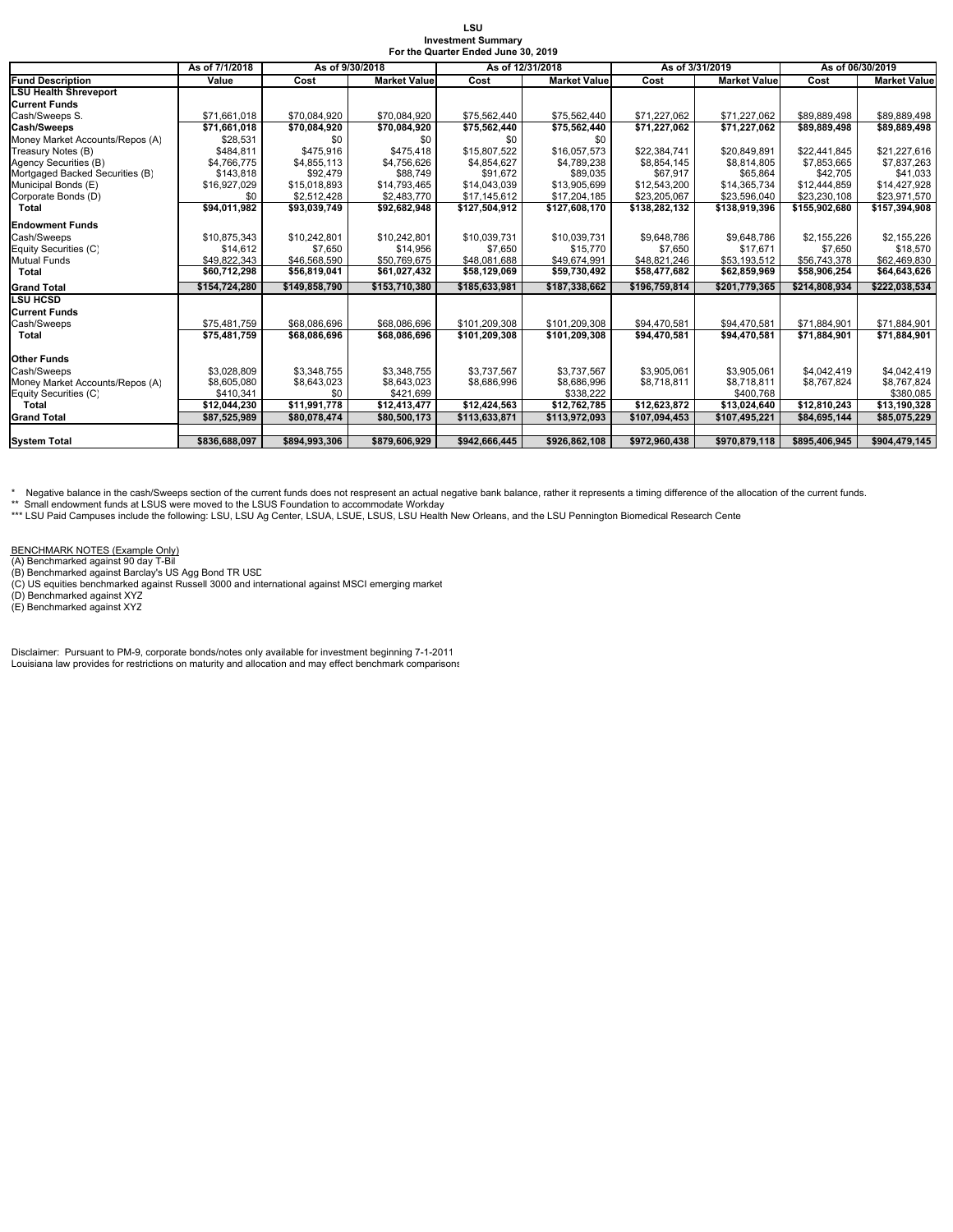**LSU**
**Investment Summary**
**For the Quarter Ended June 30, 2019**

| | As of 7/1/2018 | As of 9/30/2018 | | As of 12/31/2018 | | As of 3/31/2019 | | As of 06/30/2019 | |
|---|---|---|---|---|---|---|---|---|---|
| **Fund Description** | **Value** | **Cost** | **Market Value** | **Cost** | **Market Value** | **Cost** | **Market Value** | **Cost** | **Market Value** |
| **LSU Health Shreveport** | | | | | | | | | |
| **Current Funds** | | | | | | | | | |
| Cash/Sweeps S. | $71,661,018 | $70,084,920 | $70,084,920 | $75,562,440 | $75,562,440 | $71,227,062 | $71,227,062 | $89,889,498 | $89,889,498 |
| **Cash/Sweeps** | **$71,661,018** | **$70,084,920** | **$70,084,920** | **$75,562,440** | **$75,562,440** | **$71,227,062** | **$71,227,062** | **$89,889,498** | **$89,889,498** |
| Money Market Accounts/Repos (A) | $28,531 | $0 | $0 | $0 | $0 | | | | |
| Treasury Notes (B) | $484,811 | $475,916 | $475,418 | $15,807,522 | $16,057,573 | $22,384,741 | $20,849,891 | $22,441,845 | $21,227,616 |
| Agency Securities (B) | $4,766,775 | $4,855,113 | $4,756,626 | $4,854,627 | $4,789,238 | $8,854,145 | $8,814,805 | $7,853,665 | $7,837,263 |
| Mortgaged Backed Securities (B) | $143,818 | $92,479 | $88,749 | $91,672 | $89,035 | $67,917 | $65,864 | $42,705 | $41,033 |
| Municipal Bonds (E) | $16,927,029 | $15,018,893 | $14,793,465 | $14,043,039 | $13,905,699 | $12,543,200 | $14,365,734 | $12,444,859 | $14,427,928 |
| Corporate Bonds (D) | $0 | $2,512,428 | $2,483,770 | $17,145,612 | $17,204,185 | $23,205,067 | $23,596,040 | $23,230,108 | $23,971,570 |
| **Total** | **$94,011,982** | **$93,039,749** | **$92,682,948** | **$127,504,912** | **$127,608,170** | **$138,282,132** | **$138,919,396** | **$155,902,680** | **$157,394,908** |
| **Endowment Funds** | | | | | | | | | |
| Cash/Sweeps | $10,875,343 | $10,242,801 | $10,242,801 | $10,039,731 | $10,039,731 | $9,648,786 | $9,648,786 | $2,155,226 | $2,155,226 |
| Equity Securities (C) | $14,612 | $7,650 | $14,956 | $7,650 | $15,770 | $7,650 | $17,671 | $7,650 | $18,570 |
| Mutual Funds | $49,822,343 | $46,568,590 | $50,769,675 | $48,081,688 | $49,674,991 | $48,821,246 | $53,193,512 | $56,743,378 | $62,469,830 |
| **Total** | **$60,712,298** | **$56,819,041** | **$61,027,432** | **$58,129,069** | **$59,730,492** | **$58,477,682** | **$62,859,969** | **$58,906,254** | **$64,643,626** |
| **Grand Total** | **$154,724,280** | **$149,858,790** | **$153,710,380** | **$185,633,981** | **$187,338,662** | **$196,759,814** | **$201,779,365** | **$214,808,934** | **$222,038,534** |
| **LSU HCSD** | | | | | | | | | |
| **Current Funds** | | | | | | | | | |
| Cash/Sweeps | $75,481,759 | $68,086,696 | $68,086,696 | $101,209,308 | $101,209,308 | $94,470,581 | $94,470,581 | $71,884,901 | $71,884,901 |
| **Total** | **$75,481,759** | **$68,086,696** | **$68,086,696** | **$101,209,308** | **$101,209,308** | **$94,470,581** | **$94,470,581** | **$71,884,901** | **$71,884,901** |
| **Other Funds** | | | | | | | | | |
| Cash/Sweeps | $3,028,809 | $3,348,755 | $3,348,755 | $3,737,567 | $3,737,567 | $3,905,061 | $3,905,061 | $4,042,419 | $4,042,419 |
| Money Market Accounts/Repos (A) | $8,605,080 | $8,643,023 | $8,643,023 | $8,686,996 | $8,686,996 | $8,718,811 | $8,718,811 | $8,767,824 | $8,767,824 |
| Equity Securities (C) | $410,341 | $0 | $421,699 | | $338,222 | | $400,768 | | $380,085 |
| **Total** | **$12,044,230** | **$11,991,778** | **$12,413,477** | **$12,424,563** | **$12,762,785** | **$12,623,872** | **$13,024,640** | **$12,810,243** | **$13,190,328** |
| **Grand Total** | **$87,525,989** | **$80,078,474** | **$80,500,173** | **$113,633,871** | **$113,972,093** | **$107,094,453** | **$107,495,221** | **$84,695,144** | **$85,075,229** |
| **System Total** | **$836,688,097** | **$894,993,306** | **$879,606,929** | **$942,666,445** | **$926,862,108** | **$972,960,438** | **$970,879,118** | **$895,406,945** | **$904,479,145** |

\* Negative balance in the cash/Sweeps section of the current funds does not respresent an actual negative bank balance, rather it represents a timing difference of the allocation of the current funds.
\*\* Small endowment funds at LSUS were moved to the LSUS Foundation to accommodate Workday
\*\*\* LSU Paid Campuses include the following: LSU, LSU Ag Center, LSUA, LSUE, LSUS, LSU Health New Orleans, and the LSU Pennington Biomedical Research Cente

BENCHMARK NOTES (Example Only)
(A) Benchmarked against 90 day T-Bil
(B) Benchmarked against Barclay's US Agg Bond TR USD
(C) US equities benchmarked against Russell 3000 and international against MSCI emerging market
(D) Benchmarked against XYZ
(E) Benchmarked against XYZ

Disclaimer: Pursuant to PM-9, corporate bonds/notes only available for investment beginning 7-1-2011
Louisiana law provides for restrictions on maturity and allocation and may effect benchmark comparisons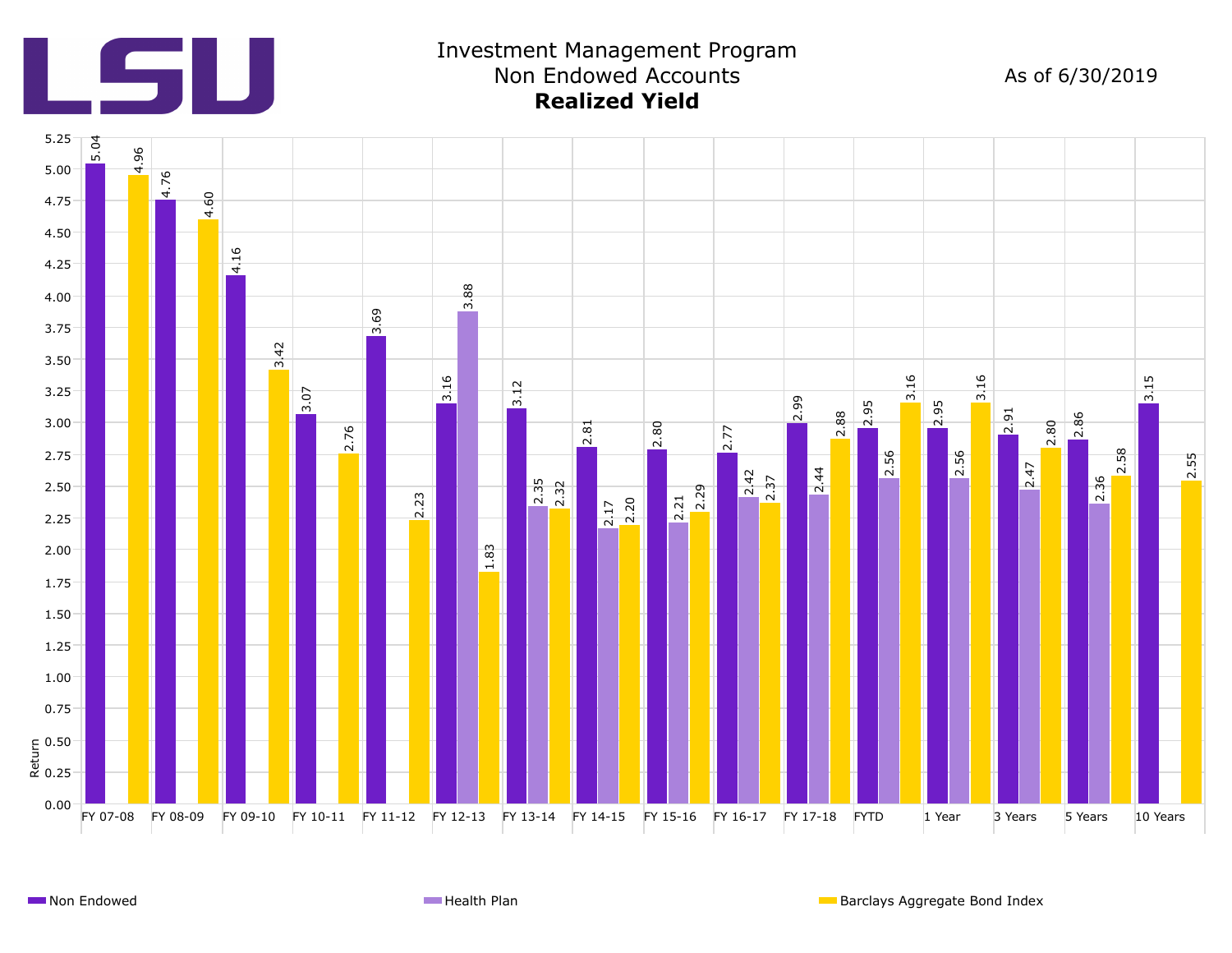# Investment Management Program
## Non Endowed Accounts
### **Realized Yield**

As of 6/30/2019

| Period | Non Endowed | Health Plan | Barclays Aggregate Bond Index |
|---|---|---|---|
| FY 07-08 | 5.04 | | 4.96 |
| FY 08-09 | 4.76 | | 4.60 |
| FY 09-10 | 4.16 | | 3.42 |
| FY 10-11 | 3.07 | | 2.76 |
| FY 11-12 | 3.69 | | 2.23 |
| FY 12-13 | 3.16 | 3.88 | 1.83 |
| FY 13-14 | 3.12 | 2.35 | 2.32 |
| FY 14-15 | 2.81 | 2.17 | 2.20 |
| FY 15-16 | 2.80 | 2.21 | 2.29 |
| FY 16-17 | 2.77 | 2.42 | 2.37 |
| FY 17-18 | 2.99 | 2.44 | 2.88 |
| FYTD | 2.95 | 2.56 | 3.16 |
| 1 Year | 2.95 | 2.56 | 3.16 |
| 3 Years | 2.91 | 2.47 | 2.80 |
| 5 Years | 2.86 | 2.36 | 2.58 |
| 10 Years | 3.15 | | 2.55 |

Return (y-axis)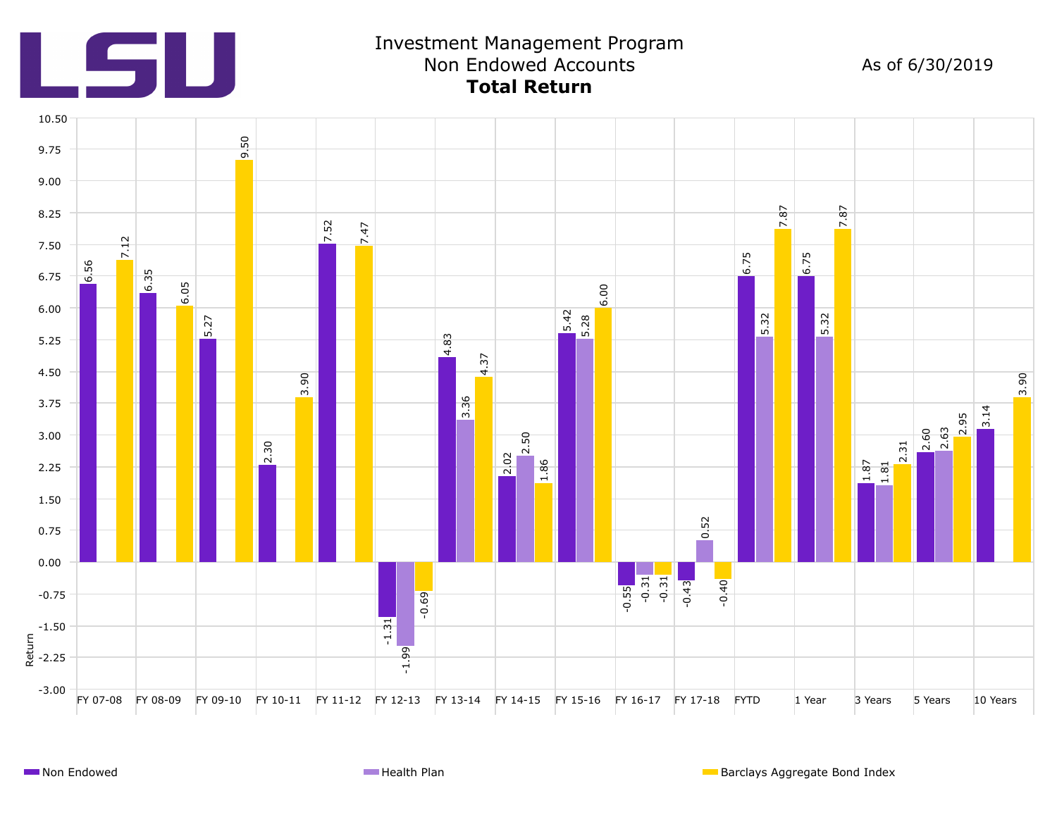# Investment Management Program

## Non Endowed Accounts

### **Total Return**

As of 6/30/2019

| Period | Non Endowed | Health Plan | Barclays Aggregate Bond Index |
|---|---|---|---|
| FY 07-08 | 6.56 | | 7.12 |
| FY 08-09 | 6.35 | | 6.05 |
| FY 09-10 | 5.27 | | 9.50 |
| FY 10-11 | 2.30 | | 3.90 |
| FY 11-12 | 7.52 | | 7.47 |
| FY 12-13 | -1.31 | -1.99 | -0.69 |
| FY 13-14 | 4.83 | 3.36 | 4.37 |
| FY 14-15 | 2.02 | 2.50 | 1.86 |
| FY 15-16 | 5.42 | 5.28 | 6.00 |
| FY 16-17 | -0.55 | -0.31 | -0.31 |
| FY 17-18 | -0.43 | 0.52 | -0.40 |
| FYTD | 6.75 | 5.32 | 7.87 |
| 1 Year | 6.75 | 5.32 | 7.87 |
| 3 Years | 1.87 | 1.81 | 2.31 |
| 5 Years | 2.60 | 2.63 | 2.95 |
| 10 Years | 3.14 | | 3.90 |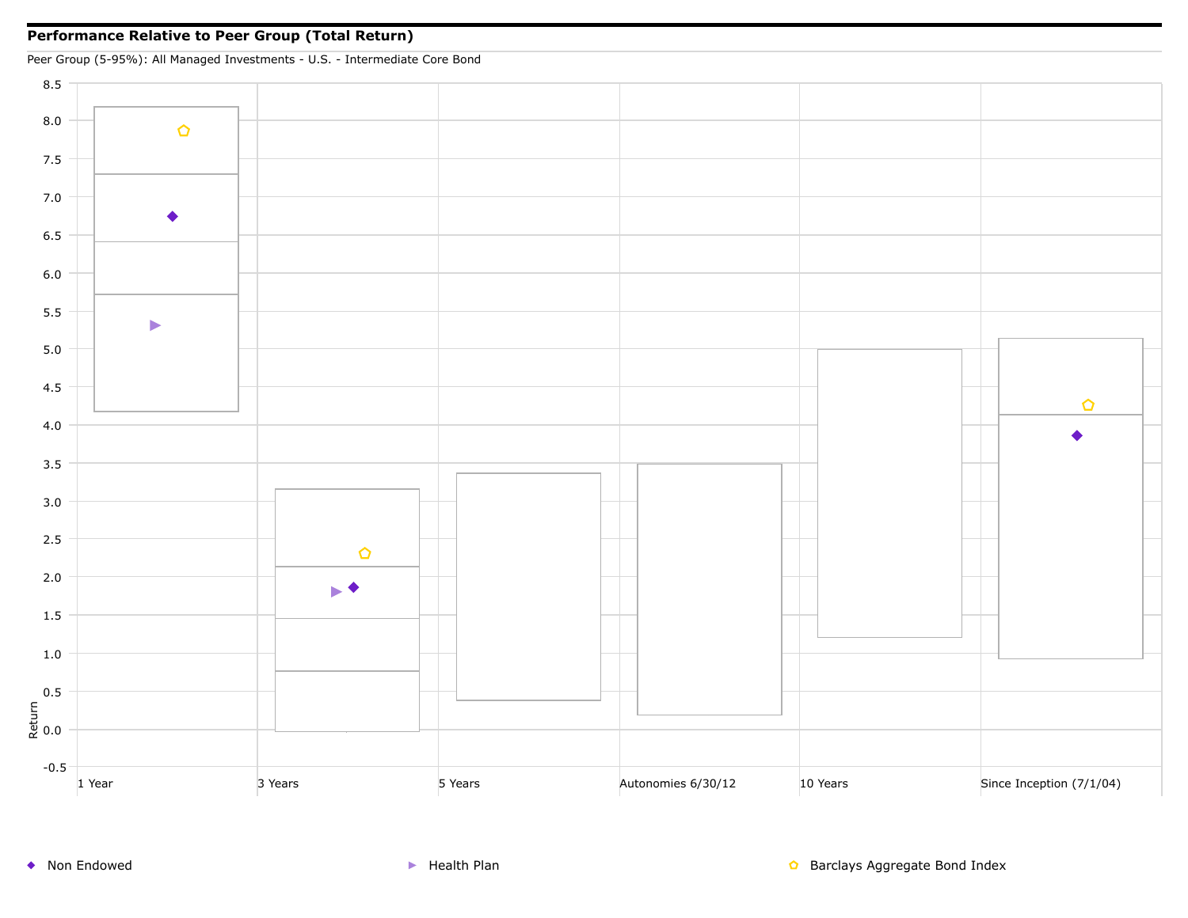## Performance Relative to Peer Group (Total Return)

Peer Group (5-95%): All Managed Investments - U.S. - Intermediate Core Bond

Return

8.5
8.0
7.5
7.0
6.5
6.0
5.5
5.0
4.5
4.0
3.5
3.0
2.5
2.0
1.5
1.0
0.5
0.0
-0.5

1 Year | 3 Years | 5 Years | Autonomies 6/30/12 | 10 Years | Since Inception (7/1/04)

◆ Non Endowed ▶ Health Plan ⬠ Barclays Aggregate Bond Index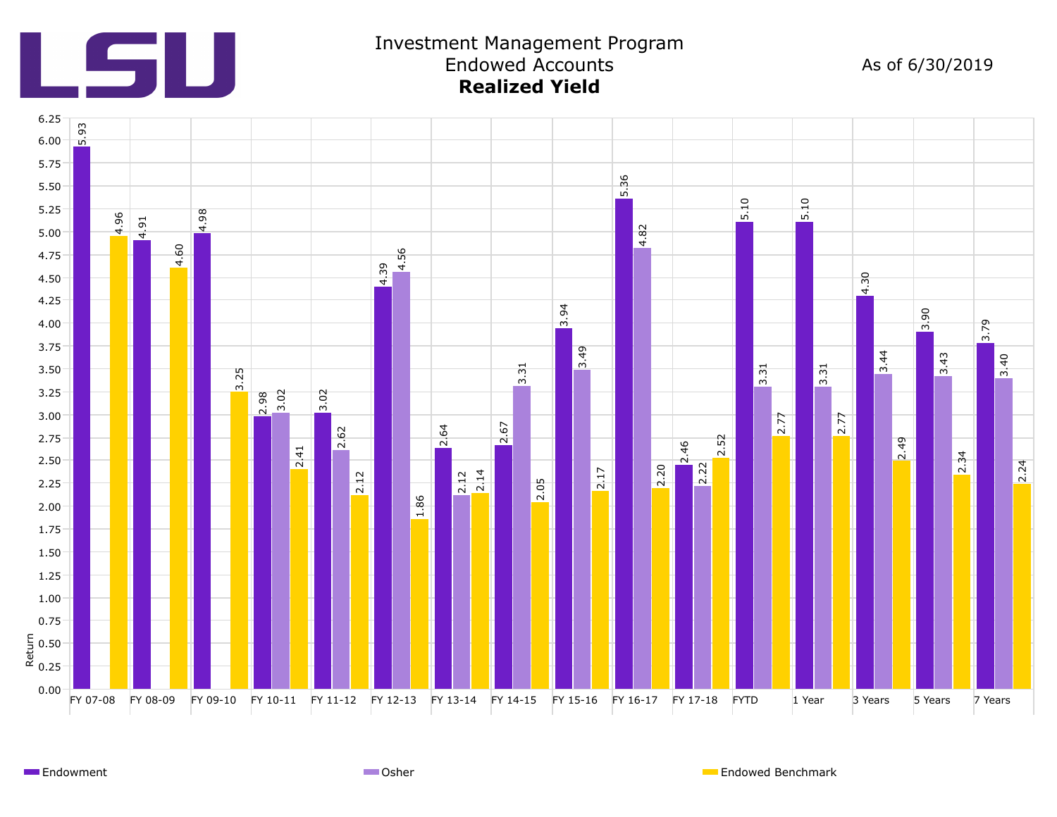# Investment Management Program
## Endowed Accounts
### **Realized Yield**

As of 6/30/2019

| Period | Endowment | Osher | Endowed Benchmark |
|---|---|---|---|
| FY 07-08 | 5.93 | | 4.96 |
| FY 08-09 | 4.91 | | 4.60 |
| FY 09-10 | 4.98 | | 3.25 |
| FY 10-11 | 2.98 | 3.02 | 2.41 |
| FY 11-12 | 3.02 | 2.62 | 2.12 |
| FY 12-13 | 4.39 | 4.56 | 1.86 |
| FY 13-14 | 2.64 | 2.12 | 2.14 |
| FY 14-15 | 2.67 | 3.31 | 2.05 |
| FY 15-16 | 3.94 | 3.49 | 2.17 |
| FY 16-17 | 5.36 | 4.82 | 2.20 |
| FY 17-18 | 2.46 | 2.22 | 2.52 |
| FYTD | 5.10 | 3.31 | 2.77 |
| 1 Year | 5.10 | 3.31 | 2.77 |
| 3 Years | 4.30 | 3.44 | 2.49 |
| 5 Years | 3.90 | 3.43 | 2.34 |
| 7 Years | 3.79 | 3.40 | 2.24 |

Return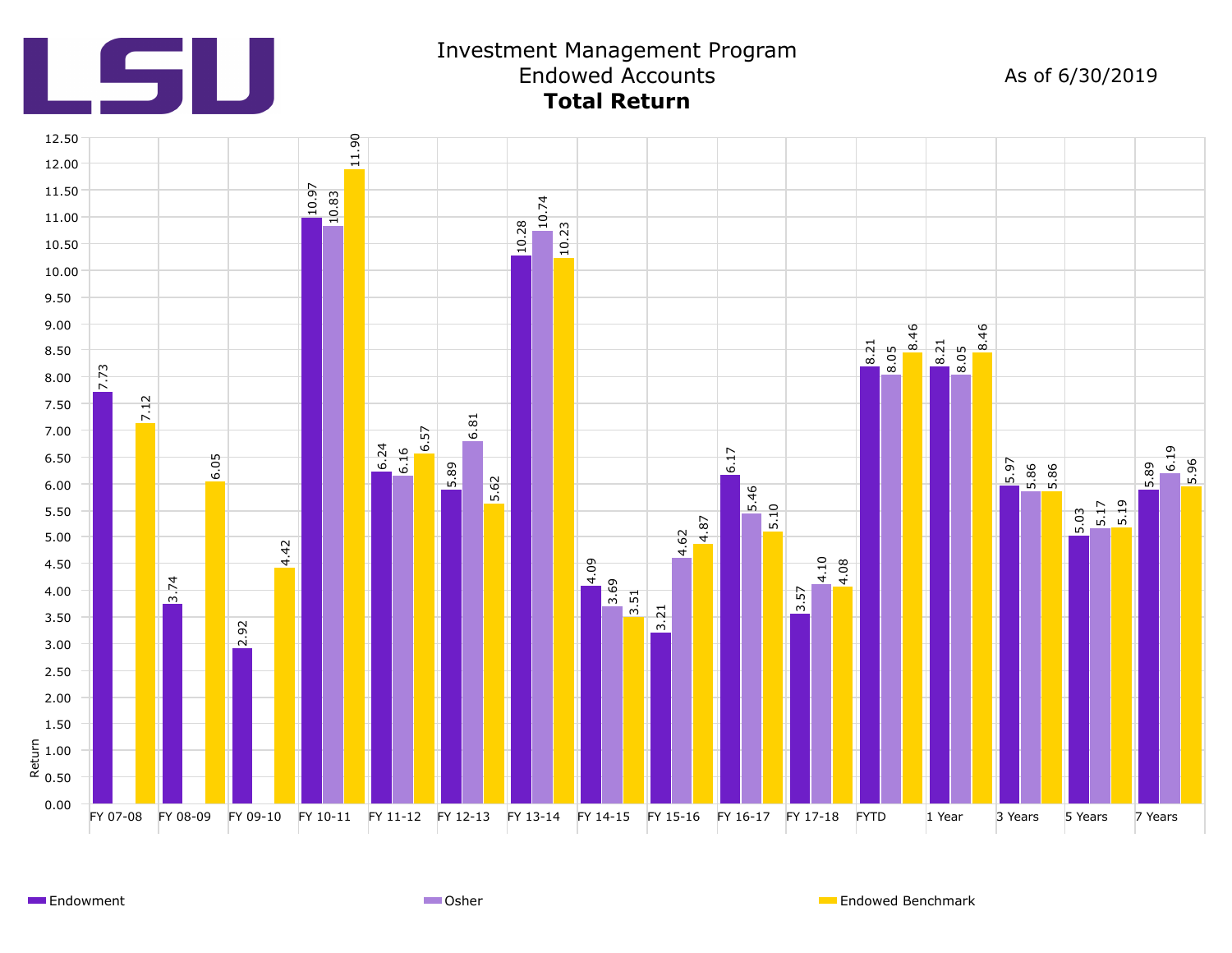LSU

# Investment Management Program
## Endowed Accounts
## **Total Return**

As of 6/30/2019

Return

12.50
12.00
11.50
11.00
10.50
10.00
9.50
9.00
8.50
8.00
7.50
7.00
6.50
6.00
5.50
5.00
4.50
4.00
3.50
3.00
2.50
2.00
1.50
1.00
0.50
0.00

FY 07-08: 7.73, 7.12
FY 08-09: 3.74, 6.05
FY 09-10: 2.92, 4.42
FY 10-11: 10.97, 10.83, 11.90
FY 11-12: 6.24, 6.16, 6.57
FY 12-13: 5.89, 6.81, 5.62
FY 13-14: 10.28, 10.74, 10.23
FY 14-15: 4.09, 3.69, 3.51
FY 15-16: 3.21, 4.62, 4.87
FY 16-17: 6.17, 5.46, 5.10
FY 17-18: 3.57, 4.10, 4.08
FYTD: 8.21, 8.05, 8.46
1 Year: 8.21, 8.05, 8.46
3 Years: 5.97, 5.86, 5.86
5 Years: 5.03, 5.17, 5.19
7 Years: 5.89, 6.19, 5.96

Endowment
Osher
Endowed Benchmark